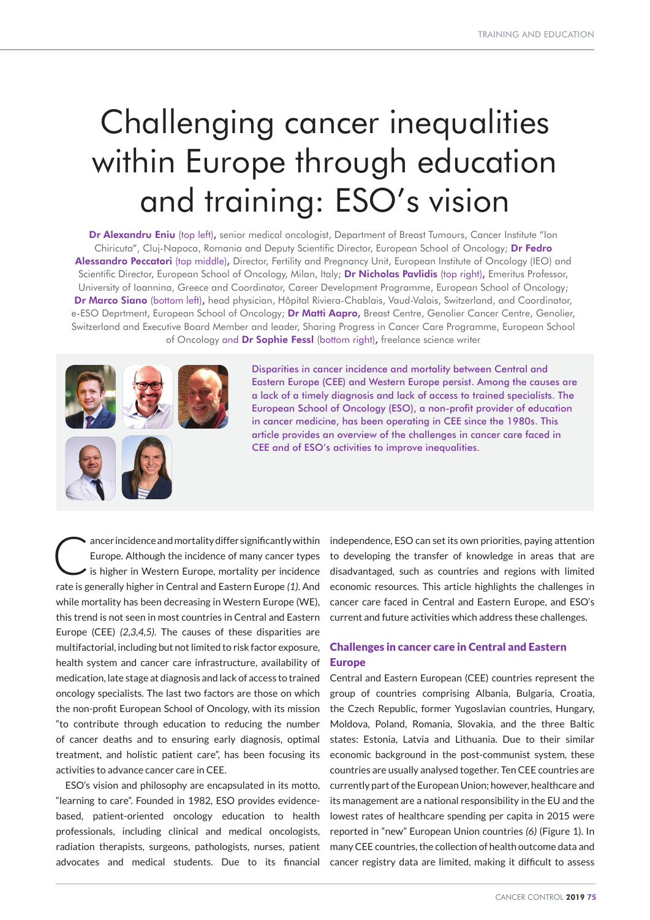# Challenging cancer inequalities within Europe through education and training: ESO's vision

**Dr Alexandru Eniu** (top left)**,** senior medical oncologist, Department of Breast Tumours, Cancer Institute "Ion Chiricuta", Cluj-Napoca, Romania and Deputy Scientific Director, European School of Oncology; **Dr Fedro Alessandro Peccatori** (top middle)**,** Director, Fertility and Pregnancy Unit, European Institute of Oncology (IEO) and Scientific Director, European School of Oncology, Milan, Italy; **Dr Nicholas Pavlidis** (top right)**,** Emeritus Professor, University of Ioannina, Greece and Coordinator, Career Development Programme, European School of Oncology; **Dr Marco Siano** (bottom left)**,** head physician, Hôpital Riviera-Chablais, Vaud-Valais, Switzerland, and Coordinator, e-ESO Deprtment, European School of Oncology; **Dr Matti Aapro,** Breast Centre, Genolier Cancer Centre, Genolier, Switzerland and Executive Board Member and leader, Sharing Progress in Cancer Care Programme, European School of Oncology and **Dr Sophie Fessl** (bottom right)**,** freelance science writer

Disparities in cancer incidence and mortality between Central and Eastern Europe (CEE) and Western Europe persist. Among the causes are a lack of a timely diagnosis and lack of access to trained specialists. The European School of Oncology (ESO), a non-profit provider of education in cancer medicine, has been operating in CEE since the 1980s. This article provides an overview of the challenges in cancer care faced in CEE and of ESO's activities to improve inequalities.

Cancer incidence and mortality differ significantly within Europe. Although the incidence of many cancer types is higher in Western Europe, mortality per incidence rate is generally higher in Central and Eastern Europe *(1)*. And while mortality has been decreasing in Western Europe (WE), this trend is not seen in most countries in Central and Eastern Europe (CEE) *(2,3,4,5)*. The causes of these disparities are multifactorial, including but not limited to risk factor exposure, health system and cancer care infrastructure, availability of medication, late stage at diagnosis and lack of access to trained oncology specialists. The last two factors are those on which the non-profit European School of Oncology, with its mission "to contribute through education to reducing the number of cancer deaths and to ensuring early diagnosis, optimal treatment, and holistic patient care", has been focusing its activities to advance cancer care in CEE.

ESO's vision and philosophy are encapsulated in its motto, "learning to care". Founded in 1982, ESO provides evidence-based, patient-oriented oncology education to health professionals, including clinical and medical oncologists, radiation therapists, surgeons, pathologists, nurses, patient advocates and medical students. Due to its financial independence, ESO can set its own priorities, paying attention to developing the transfer of knowledge in areas that are disadvantaged, such as countries and regions with limited economic resources. This article highlights the challenges in cancer care faced in Central and Eastern Europe, and ESO's current and future activities which address these challenges.

## Challenges in cancer care in Central and Eastern Europe

Central and Eastern European (CEE) countries represent the group of countries comprising Albania, Bulgaria, Croatia, the Czech Republic, former Yugoslavian countries, Hungary, Moldova, Poland, Romania, Slovakia, and the three Baltic states: Estonia, Latvia and Lithuania. Due to their similar economic background in the post-communist system, these countries are usually analysed together. Ten CEE countries are currently part of the European Union; however, healthcare and its management are a national responsibility in the EU and the lowest rates of healthcare spending per capita in 2015 were reported in "new" European Union countries *(6)* (Figure 1). In many CEE countries, the collection of health outcome data and cancer registry data are limited, making it difficult to assess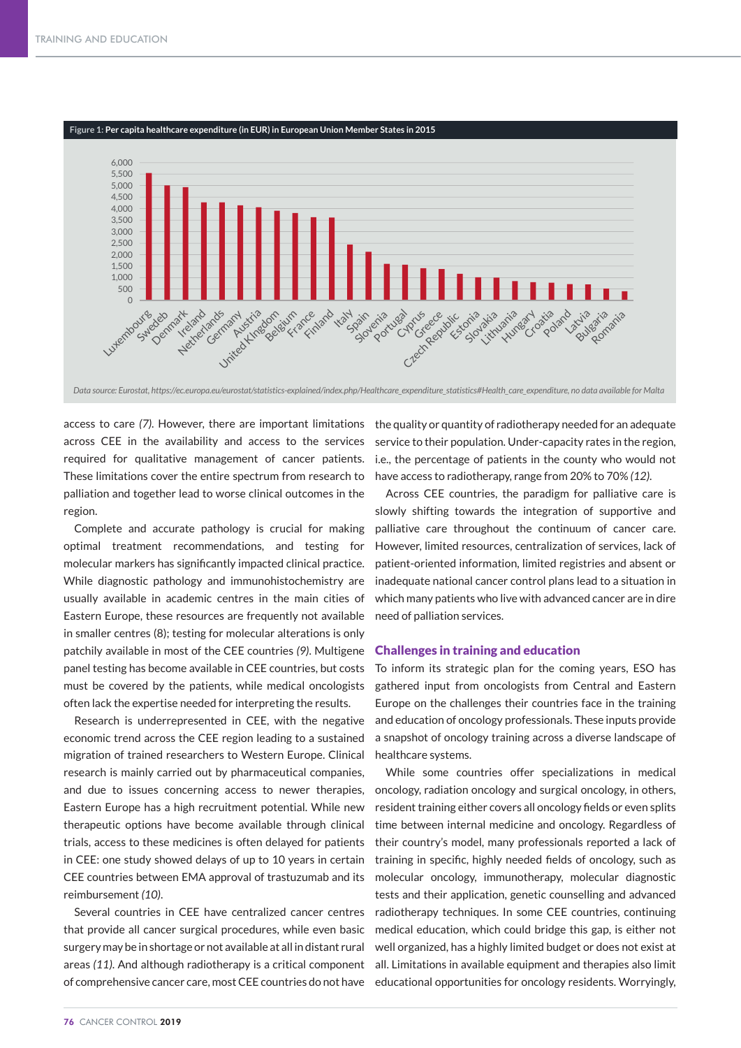**Figure 1:** Per capita healthcare expenditure (in EUR) in European Union Member States in 2015

*Data source: Eurostat, https://ec.europa.eu/eurostat/statistics-explained/index.php/Healthcare_expenditure_statistics#Health_care_expenditure, no data available for Malta*

access to care *(7)*. However, there are important limitations across CEE in the availability and access to the services required for qualitative management of cancer patients. These limitations cover the entire spectrum from research to palliation and together lead to worse clinical outcomes in the region.

Complete and accurate pathology is crucial for making optimal treatment recommendations, and testing for molecular markers has significantly impacted clinical practice. While diagnostic pathology and immunohistochemistry are usually available in academic centres in the main cities of Eastern Europe, these resources are frequently not available in smaller centres (8); testing for molecular alterations is only patchily available in most of the CEE countries *(9)*. Multigene panel testing has become available in CEE countries, but costs must be covered by the patients, while medical oncologists often lack the expertise needed for interpreting the results.

Research is underrepresented in CEE, with the negative economic trend across the CEE region leading to a sustained migration of trained researchers to Western Europe. Clinical research is mainly carried out by pharmaceutical companies, and due to issues concerning access to newer therapies, Eastern Europe has a high recruitment potential. While new therapeutic options have become available through clinical trials, access to these medicines is often delayed for patients in CEE: one study showed delays of up to 10 years in certain CEE countries between EMA approval of trastuzumab and its reimbursement *(10)*.

Several countries in CEE have centralized cancer centres that provide all cancer surgical procedures, while even basic surgery may be in shortage or not available at all in distant rural areas *(11)*. And although radiotherapy is a critical component of comprehensive cancer care, most CEE countries do not have the quality or quantity of radiotherapy needed for an adequate service to their population. Under-capacity rates in the region, i.e., the percentage of patients in the county who would not have access to radiotherapy, range from 20% to 70% *(12)*.

Across CEE countries, the paradigm for palliative care is slowly shifting towards the integration of supportive and palliative care throughout the continuum of cancer care. However, limited resources, centralization of services, lack of patient-oriented information, limited registries and absent or inadequate national cancer control plans lead to a situation in which many patients who live with advanced cancer are in dire need of palliation services.

## Challenges in training and education

To inform its strategic plan for the coming years, ESO has gathered input from oncologists from Central and Eastern Europe on the challenges their countries face in the training and education of oncology professionals. These inputs provide a snapshot of oncology training across a diverse landscape of healthcare systems.

While some countries offer specializations in medical oncology, radiation oncology and surgical oncology, in others, resident training either covers all oncology fields or even splits time between internal medicine and oncology. Regardless of their country's model, many professionals reported a lack of training in specific, highly needed fields of oncology, such as molecular oncology, immunotherapy, molecular diagnostic tests and their application, genetic counselling and advanced radiotherapy techniques. In some CEE countries, continuing medical education, which could bridge this gap, is either not well organized, has a highly limited budget or does not exist at all. Limitations in available equipment and therapies also limit educational opportunities for oncology residents. Worryingly,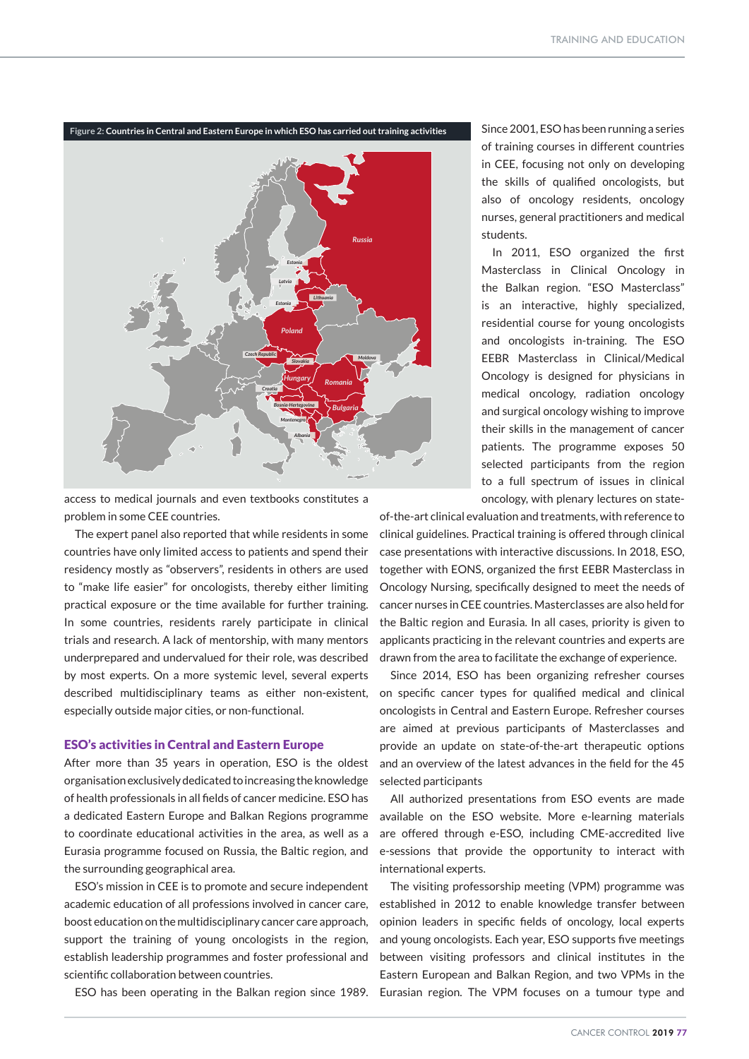**Figure 2: Countries in Central and Eastern Europe in which ESO has carried out training activities**

access to medical journals and even textbooks constitutes a problem in some CEE countries.

The expert panel also reported that while residents in some countries have only limited access to patients and spend their residency mostly as "observers", residents in others are used to "make life easier" for oncologists, thereby either limiting practical exposure or the time available for further training. In some countries, residents rarely participate in clinical trials and research. A lack of mentorship, with many mentors underprepared and undervalued for their role, was described by most experts. On a more systemic level, several experts described multidisciplinary teams as either non-existent, especially outside major cities, or non-functional.

## ESO's activities in Central and Eastern Europe

After more than 35 years in operation, ESO is the oldest organisation exclusively dedicated to increasing the knowledge of health professionals in all fields of cancer medicine. ESO has a dedicated Eastern Europe and Balkan Regions programme to coordinate educational activities in the area, as well as a Eurasia programme focused on Russia, the Baltic region, and the surrounding geographical area.

ESO's mission in CEE is to promote and secure independent academic education of all professions involved in cancer care, boost education on the multidisciplinary cancer care approach, support the training of young oncologists in the region, establish leadership programmes and foster professional and scientific collaboration between countries.

ESO has been operating in the Balkan region since 1989. Since 2001, ESO has been running a series of training courses in different countries in CEE, focusing not only on developing the skills of qualified oncologists, but also of oncology residents, oncology nurses, general practitioners and medical students.

In 2011, ESO organized the first Masterclass in Clinical Oncology in the Balkan region. "ESO Masterclass" is an interactive, highly specialized, residential course for young oncologists and oncologists in-training. The ESO EEBR Masterclass in Clinical/Medical Oncology is designed for physicians in medical oncology, radiation oncology and surgical oncology wishing to improve their skills in the management of cancer patients. The programme exposes 50 selected participants from the region to a full spectrum of issues in clinical oncology, with plenary lectures on state-of-the-art clinical evaluation and treatments, with reference to clinical guidelines. Practical training is offered through clinical case presentations with interactive discussions. In 2018, ESO, together with EONS, organized the first EEBR Masterclass in Oncology Nursing, specifically designed to meet the needs of cancer nurses in CEE countries. Masterclasses are also held for the Baltic region and Eurasia. In all cases, priority is given to applicants practicing in the relevant countries and experts are drawn from the area to facilitate the exchange of experience.

Since 2014, ESO has been organizing refresher courses on specific cancer types for qualified medical and clinical oncologists in Central and Eastern Europe. Refresher courses are aimed at previous participants of Masterclasses and provide an update on state-of-the-art therapeutic options and an overview of the latest advances in the field for the 45 selected participants

All authorized presentations from ESO events are made available on the ESO website. More e-learning materials are offered through e-ESO, including CME-accredited live e-sessions that provide the opportunity to interact with international experts.

The visiting professorship meeting (VPM) programme was established in 2012 to enable knowledge transfer between opinion leaders in specific fields of oncology, local experts and young oncologists. Each year, ESO supports five meetings between visiting professors and clinical institutes in the Eastern European and Balkan Region, and two VPMs in the Eurasian region. The VPM focuses on a tumour type and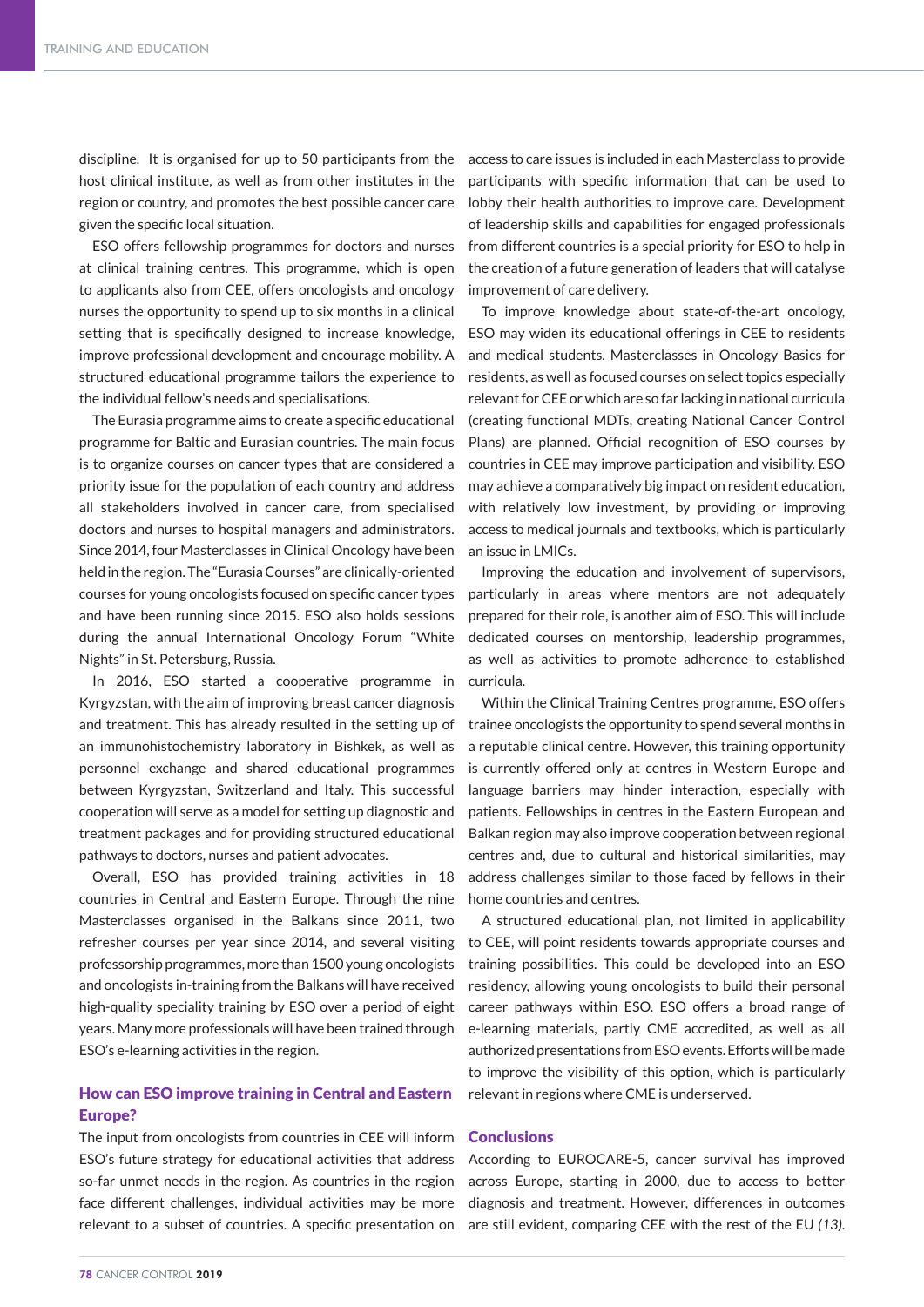discipline. It is organised for up to 50 participants from the host clinical institute, as well as from other institutes in the region or country, and promotes the best possible cancer care given the specific local situation.

ESO offers fellowship programmes for doctors and nurses at clinical training centres. This programme, which is open to applicants also from CEE, offers oncologists and oncology nurses the opportunity to spend up to six months in a clinical setting that is specifically designed to increase knowledge, improve professional development and encourage mobility. A structured educational programme tailors the experience to the individual fellow's needs and specialisations.

The Eurasia programme aims to create a specific educational programme for Baltic and Eurasian countries. The main focus is to organize courses on cancer types that are considered a priority issue for the population of each country and address all stakeholders involved in cancer care, from specialised doctors and nurses to hospital managers and administrators. Since 2014, four Masterclasses in Clinical Oncology have been held in the region. The "Eurasia Courses" are clinically-oriented courses for young oncologists focused on specific cancer types and have been running since 2015. ESO also holds sessions during the annual International Oncology Forum "White Nights" in St. Petersburg, Russia.

In 2016, ESO started a cooperative programme in Kyrgyzstan, with the aim of improving breast cancer diagnosis and treatment. This has already resulted in the setting up of an immunohistochemistry laboratory in Bishkek, as well as personnel exchange and shared educational programmes between Kyrgyzstan, Switzerland and Italy. This successful cooperation will serve as a model for setting up diagnostic and treatment packages and for providing structured educational pathways to doctors, nurses and patient advocates.

Overall, ESO has provided training activities in 18 countries in Central and Eastern Europe. Through the nine Masterclasses organised in the Balkans since 2011, two refresher courses per year since 2014, and several visiting professorship programmes, more than 1500 young oncologists and oncologists in-training from the Balkans will have received high-quality speciality training by ESO over a period of eight years. Many more professionals will have been trained through ESO's e-learning activities in the region.

## How can ESO improve training in Central and Eastern Europe?

The input from oncologists from countries in CEE will inform ESO's future strategy for educational activities that address so-far unmet needs in the region. As countries in the region face different challenges, individual activities may be more relevant to a subset of countries. A specific presentation on access to care issues is included in each Masterclass to provide participants with specific information that can be used to lobby their health authorities to improve care. Development of leadership skills and capabilities for engaged professionals from different countries is a special priority for ESO to help in the creation of a future generation of leaders that will catalyse improvement of care delivery.

To improve knowledge about state-of-the-art oncology, ESO may widen its educational offerings in CEE to residents and medical students. Masterclasses in Oncology Basics for residents, as well as focused courses on select topics especially relevant for CEE or which are so far lacking in national curricula (creating functional MDTs, creating National Cancer Control Plans) are planned. Official recognition of ESO courses by countries in CEE may improve participation and visibility. ESO may achieve a comparatively big impact on resident education, with relatively low investment, by providing or improving access to medical journals and textbooks, which is particularly an issue in LMICs.

Improving the education and involvement of supervisors, particularly in areas where mentors are not adequately prepared for their role, is another aim of ESO. This will include dedicated courses on mentorship, leadership programmes, as well as activities to promote adherence to established curricula.

Within the Clinical Training Centres programme, ESO offers trainee oncologists the opportunity to spend several months in a reputable clinical centre. However, this training opportunity is currently offered only at centres in Western Europe and language barriers may hinder interaction, especially with patients. Fellowships in centres in the Eastern European and Balkan region may also improve cooperation between regional centres and, due to cultural and historical similarities, may address challenges similar to those faced by fellows in their home countries and centres.

A structured educational plan, not limited in applicability to CEE, will point residents towards appropriate courses and training possibilities. This could be developed into an ESO residency, allowing young oncologists to build their personal career pathways within ESO. ESO offers a broad range of e-learning materials, partly CME accredited, as well as all authorized presentations from ESO events. Efforts will be made to improve the visibility of this option, which is particularly relevant in regions where CME is underserved.

## Conclusions

According to EUROCARE-5, cancer survival has improved across Europe, starting in 2000, due to access to better diagnosis and treatment. However, differences in outcomes are still evident, comparing CEE with the rest of the EU *(13)*.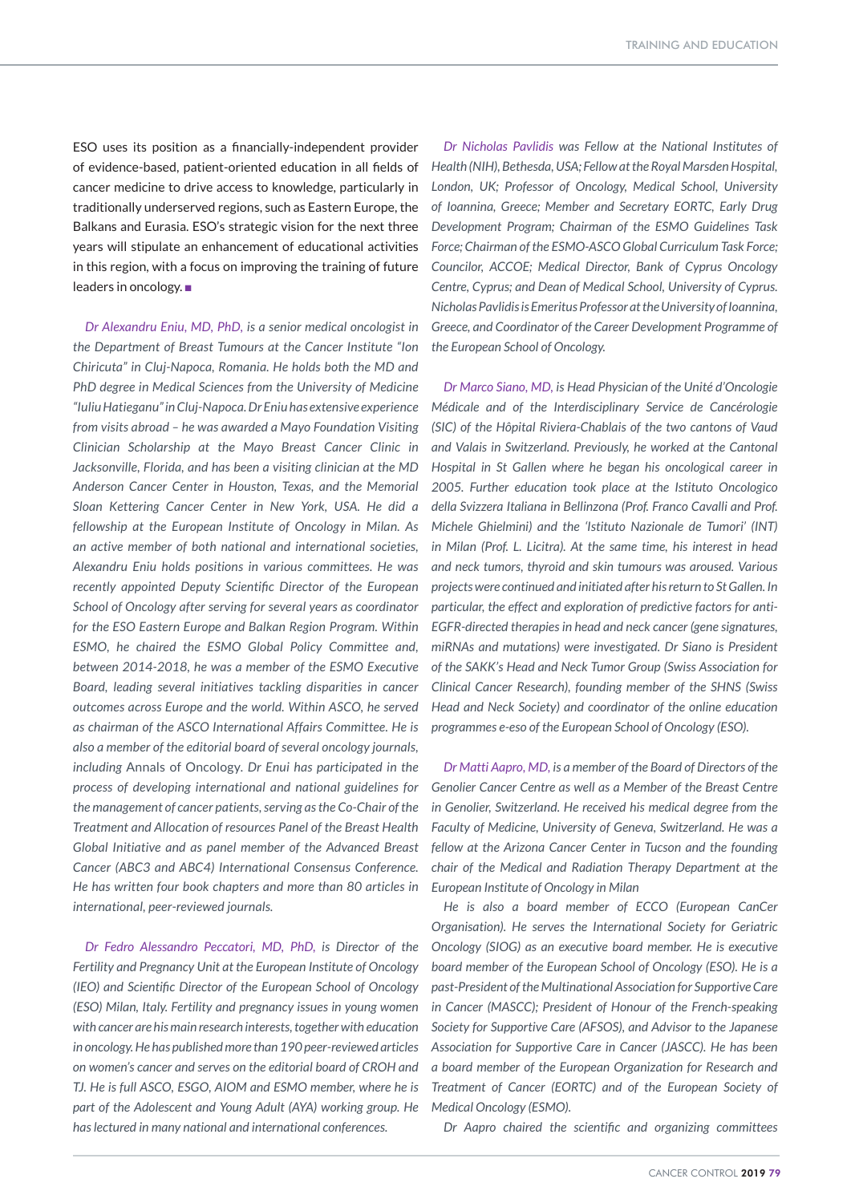ESO uses its position as a financially-independent provider of evidence-based, patient-oriented education in all fields of cancer medicine to drive access to knowledge, particularly in traditionally underserved regions, such as Eastern Europe, the Balkans and Eurasia. ESO's strategic vision for the next three years will stipulate an enhancement of educational activities in this region, with a focus on improving the training of future leaders in oncology. ■

*Dr Alexandru Eniu, MD, PhD, is a senior medical oncologist in the Department of Breast Tumours at the Cancer Institute "Ion Chiricuta" in Cluj-Napoca, Romania. He holds both the MD and PhD degree in Medical Sciences from the University of Medicine "Iuliu Hatieganu" in Cluj-Napoca. Dr Eniu has extensive experience from visits abroad – he was awarded a Mayo Foundation Visiting Clinician Scholarship at the Mayo Breast Cancer Clinic in Jacksonville, Florida, and has been a visiting clinician at the MD Anderson Cancer Center in Houston, Texas, and the Memorial Sloan Kettering Cancer Center in New York, USA. He did a fellowship at the European Institute of Oncology in Milan. As an active member of both national and international societies, Alexandru Eniu holds positions in various committees. He was recently appointed Deputy Scientific Director of the European School of Oncology after serving for several years as coordinator for the ESO Eastern Europe and Balkan Region Program. Within ESMO, he chaired the ESMO Global Policy Committee and, between 2014-2018, he was a member of the ESMO Executive Board, leading several initiatives tackling disparities in cancer outcomes across Europe and the world. Within ASCO, he served as chairman of the ASCO International Affairs Committee. He is also a member of the editorial board of several oncology journals, including* Annals of Oncology. *Dr Enui has participated in the process of developing international and national guidelines for the management of cancer patients, serving as the Co-Chair of the Treatment and Allocation of resources Panel of the Breast Health Global Initiative and as panel member of the Advanced Breast Cancer (ABC3 and ABC4) International Consensus Conference. He has written four book chapters and more than 80 articles in international, peer-reviewed journals.*

*Dr Fedro Alessandro Peccatori, MD, PhD, is Director of the Fertility and Pregnancy Unit at the European Institute of Oncology (IEO) and Scientific Director of the European School of Oncology (ESO) Milan, Italy. Fertility and pregnancy issues in young women with cancer are his main research interests, together with education in oncology. He has published more than 190 peer-reviewed articles on women's cancer and serves on the editorial board of CROH and TJ. He is full ASCO, ESGO, AIOM and ESMO member, where he is part of the Adolescent and Young Adult (AYA) working group. He has lectured in many national and international conferences.*

*Dr Nicholas Pavlidis was Fellow at the National Institutes of Health (NIH), Bethesda, USA; Fellow at the Royal Marsden Hospital, London, UK; Professor of Oncology, Medical School, University of Ioannina, Greece; Member and Secretary EORTC, Early Drug Development Program; Chairman of the ESMO Guidelines Task Force; Chairman of the ESMO-ASCO Global Curriculum Task Force; Councilor, ACCOE; Medical Director, Bank of Cyprus Oncology Centre, Cyprus; and Dean of Medical School, University of Cyprus. Nicholas Pavlidis is Emeritus Professor at the University of Ioannina, Greece, and Coordinator of the Career Development Programme of the European School of Oncology.*

*Dr Marco Siano, MD, is Head Physician of the Unité d'Oncologie Médicale and of the Interdisciplinary Service de Cancérologie (SIC) of the Hôpital Riviera-Chablais of the two cantons of Vaud and Valais in Switzerland. Previously, he worked at the Cantonal Hospital in St Gallen where he began his oncological career in 2005. Further education took place at the Istituto Oncologico della Svizzera Italiana in Bellinzona (Prof. Franco Cavalli and Prof. Michele Ghielmini) and the 'Istituto Nazionale de Tumori' (INT) in Milan (Prof. L. Licitra). At the same time, his interest in head and neck tumors, thyroid and skin tumours was aroused. Various projects were continued and initiated after his return to St Gallen. In particular, the effect and exploration of predictive factors for anti-EGFR-directed therapies in head and neck cancer (gene signatures, miRNAs and mutations) were investigated. Dr Siano is President of the SAKK's Head and Neck Tumor Group (Swiss Association for Clinical Cancer Research), founding member of the SHNS (Swiss Head and Neck Society) and coordinator of the online education programmes e-eso of the European School of Oncology (ESO).*

*Dr Matti Aapro, MD, is a member of the Board of Directors of the Genolier Cancer Centre as well as a Member of the Breast Centre in Genolier, Switzerland. He received his medical degree from the Faculty of Medicine, University of Geneva, Switzerland. He was a fellow at the Arizona Cancer Center in Tucson and the founding chair of the Medical and Radiation Therapy Department at the European Institute of Oncology in Milan*

*He is also a board member of ECCO (European CanCer Organisation). He serves the International Society for Geriatric Oncology (SIOG) as an executive board member. He is executive board member of the European School of Oncology (ESO). He is a past-President of the Multinational Association for Supportive Care in Cancer (MASCC); President of Honour of the French-speaking Society for Supportive Care (AFSOS), and Advisor to the Japanese Association for Supportive Care in Cancer (JASCC). He has been a board member of the European Organization for Research and Treatment of Cancer (EORTC) and of the European Society of Medical Oncology (ESMO).*

*Dr Aapro chaired the scientific and organizing committees*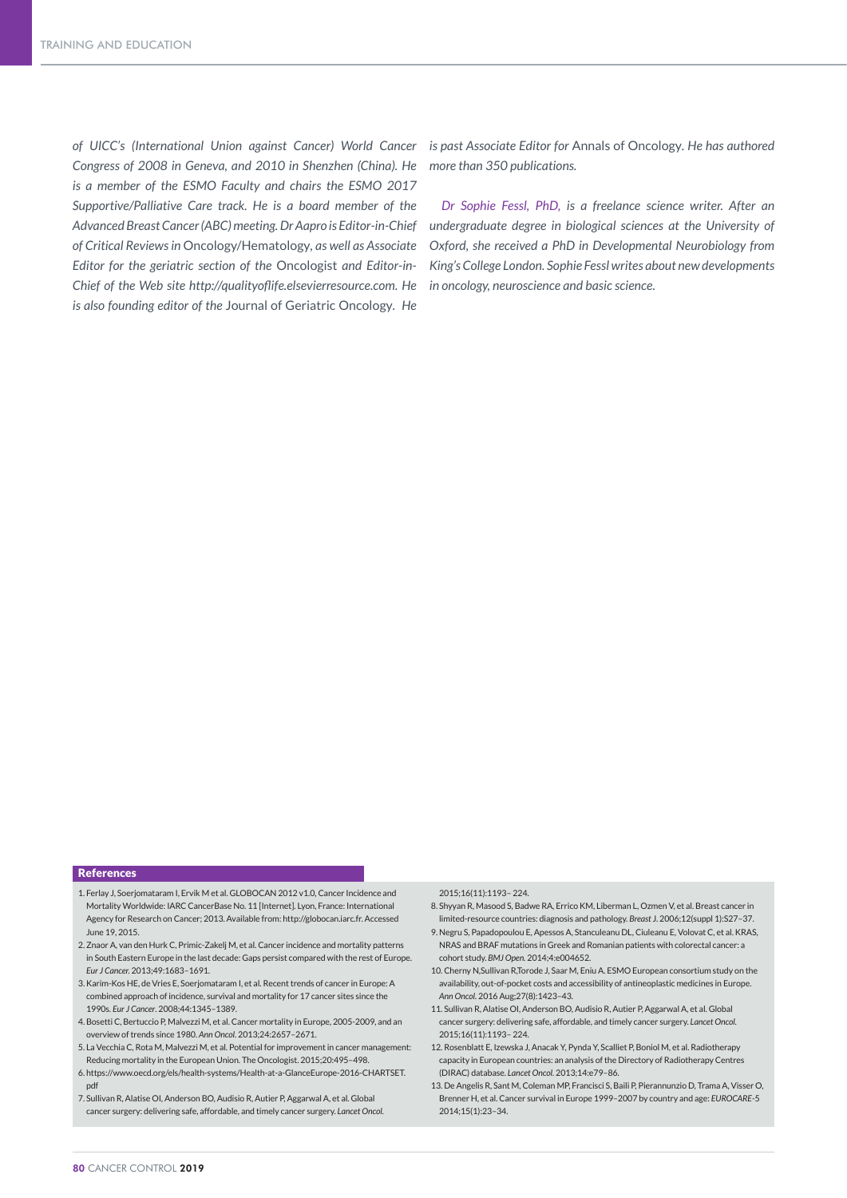*of UICC's (International Union against Cancer) World Cancer Congress of 2008 in Geneva, and 2010 in Shenzhen (China). He is a member of the ESMO Faculty and chairs the ESMO 2017 Supportive/Palliative Care track. He is a board member of the Advanced Breast Cancer (ABC) meeting. Dr Aapro is Editor-in-Chief of Critical Reviews in* Oncology/Hematology, *as well as Associate Editor for the geriatric section of the* Oncologist *and Editor-in-Chief of the Web site http://qualityoflife.elsevierresource.com. He is also founding editor of the* Journal of Geriatric Oncology. *He is past Associate Editor for* Annals of Oncology. *He has authored more than 350 publications.*

*Dr Sophie Fessl, PhD, is a freelance science writer. After an undergraduate degree in biological sciences at the University of Oxford, she received a PhD in Developmental Neurobiology from King's College London. Sophie Fessl writes about new developments in oncology, neuroscience and basic science.*

## References

1. Ferlay J, Soerjomataram I, Ervik M et al. GLOBOCAN 2012 v1.0, Cancer Incidence and Mortality Worldwide: IARC CancerBase No. 11 [Internet]. Lyon, France: International Agency for Research on Cancer; 2013. Available from: http://globocan.iarc.fr. Accessed June 19, 2015.
2. Znaor A, van den Hurk C, Primic-Zakelj M, et al. Cancer incidence and mortality patterns in South Eastern Europe in the last decade: Gaps persist compared with the rest of Europe. *Eur J Cancer.* 2013;49:1683–1691.
3. Karim-Kos HE, de Vries E, Soerjomataram I, et al. Recent trends of cancer in Europe: A combined approach of incidence, survival and mortality for 17 cancer sites since the 1990s. *Eur J Cancer*. 2008;44:1345–1389.
4. Bosetti C, Bertuccio P, Malvezzi M, et al. Cancer mortality in Europe, 2005-2009, and an overview of trends since 1980. *Ann Oncol.* 2013;24:2657–2671.
5. La Vecchia C, Rota M, Malvezzi M, et al. Potential for improvement in cancer management: Reducing mortality in the European Union. The Oncologist. 2015;20:495–498.
6. https://www.oecd.org/els/health-systems/Health-at-a-GlanceEurope-2016-CHARTSET.pdf
7. Sullivan R, Alatise OI, Anderson BO, Audisio R, Autier P, Aggarwal A, et al. Global cancer surgery: delivering safe, affordable, and timely cancer surgery. *Lancet Oncol.* 2015;16(11):1193– 224.
8. Shyyan R, Masood S, Badwe RA, Errico KM, Liberman L, Ozmen V, et al. Breast cancer in limited-resource countries: diagnosis and pathology. *Breast J.* 2006;12(suppl 1):S27–37.
9. Negru S, Papadopoulou E, Apessos A, Stanculeanu DL, Ciuleanu E, Volovat C, et al. KRAS, NRAS and BRAF mutations in Greek and Romanian patients with colorectal cancer: a cohort study. *BMJ Open.* 2014;4:e004652.
10. Cherny N,Sullivan R,Torode J, Saar M, Eniu A. ESMO European consortium study on the availability, out-of-pocket costs and accessibility of antineoplastic medicines in Europe. *Ann Oncol.* 2016 Aug;27(8):1423–43.
11. Sullivan R, Alatise OI, Anderson BO, Audisio R, Autier P, Aggarwal A, et al. Global cancer surgery: delivering safe, affordable, and timely cancer surgery. *Lancet Oncol.* 2015;16(11):1193– 224.
12. Rosenblatt E, Izewska J, Anacak Y, Pynda Y, Scalliet P, Boniol M, et al. Radiotherapy capacity in European countries: an analysis of the Directory of Radiotherapy Centres (DIRAC) database. *Lancet Oncol.* 2013;14:e79–86.
13. De Angelis R, Sant M, Coleman MP, Francisci S, Baili P, Pierannunzio D, Trama A, Visser O, Brenner H, et al. Cancer survival in Europe 1999–2007 by country and age: *EUROCARE*-5 2014;15(1):23–34.